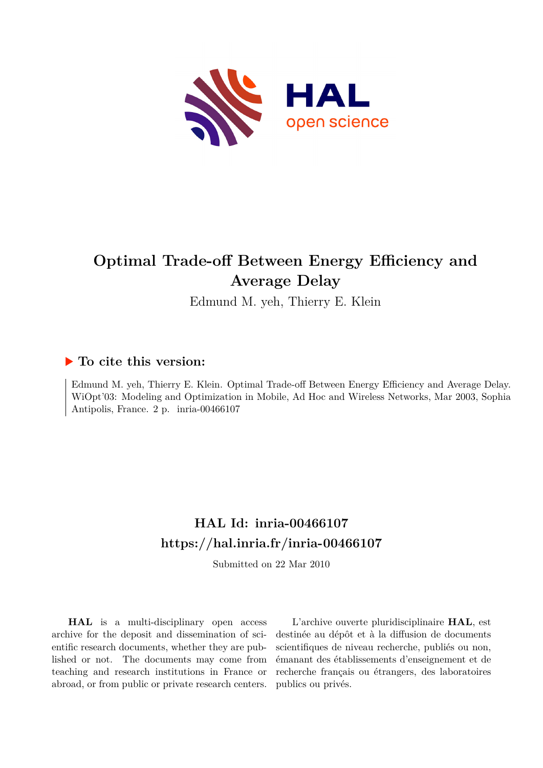# Optimal Trade-off Between Energy Efficiency and Average Delay

Edmund M. yeh, Thierry E. Klein

## ▶ To cite this version:

Edmund M. yeh, Thierry E. Klein. Optimal Trade-off Between Energy Efficiency and Average Delay. WiOpt'03: Modeling and Optimization in Mobile, Ad Hoc and Wireless Networks, Mar 2003, Sophia Antipolis, France. 2 p. inria-00466107

## HAL Id: inria-00466107
## https://hal.inria.fr/inria-00466107

Submitted on 22 Mar 2010

**HAL** is a multi-disciplinary open access archive for the deposit and dissemination of scientific research documents, whether they are published or not. The documents may come from teaching and research institutions in France or abroad, or from public or private research centers.

L'archive ouverte pluridisciplinaire **HAL**, est destinée au dépôt et à la diffusion de documents scientifiques de niveau recherche, publiés ou non, émanant des établissements d'enseignement et de recherche français ou étrangers, des laboratoires publics ou privés.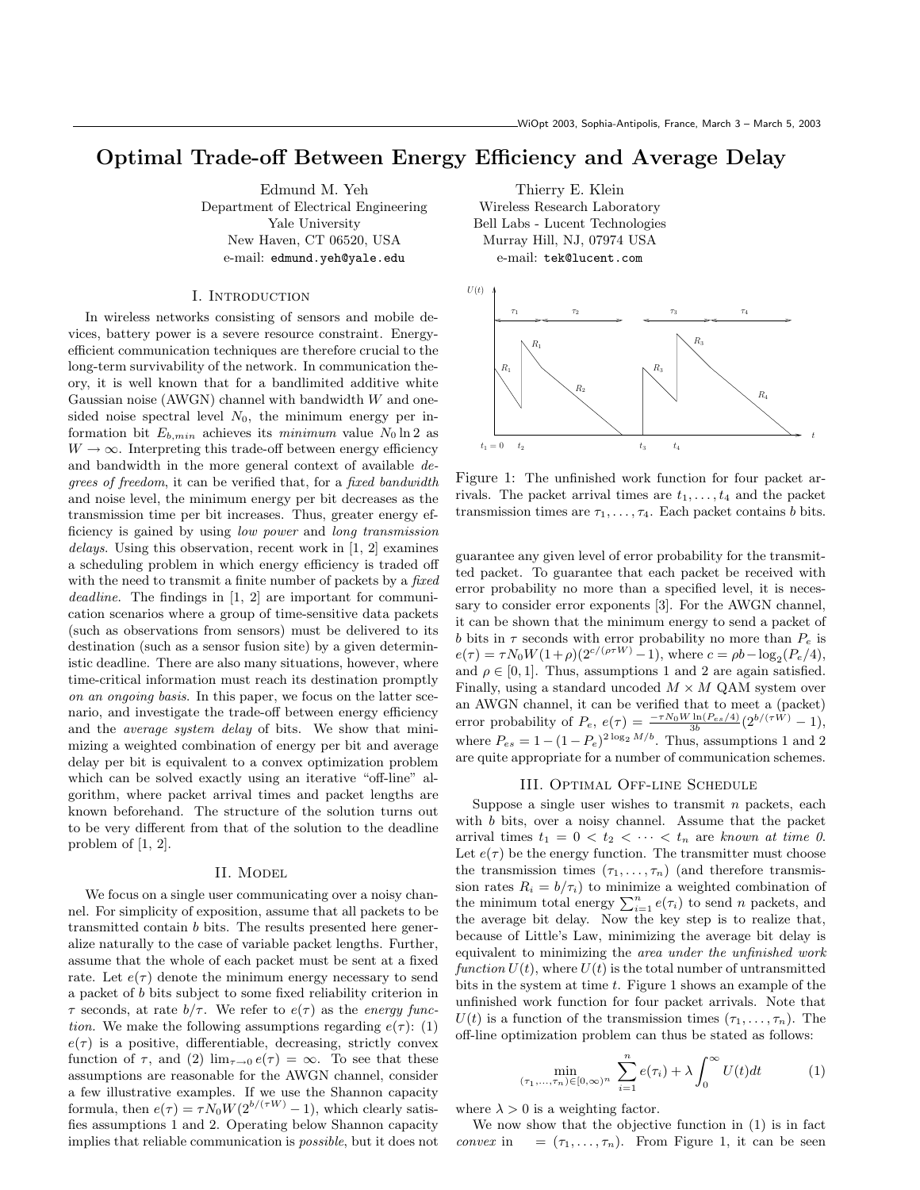# Optimal Trade-off Between Energy Efficiency and Average Delay

Edmund M. Yeh
Department of Electrical Engineering
Yale University
New Haven, CT 06520, USA
e-mail: edmund.yeh@yale.edu

Thierry E. Klein
Wireless Research Laboratory
Bell Labs - Lucent Technologies
Murray Hill, NJ, 07974 USA
e-mail: tek@lucent.com

## I. Introduction

In wireless networks consisting of sensors and mobile devices, battery power is a severe resource constraint. Energy-efficient communication techniques are therefore crucial to the long-term survivability of the network. In communication theory, it is well known that for a bandlimited additive white Gaussian noise (AWGN) channel with bandwidth $W$ and one-sided noise spectral level $N_0$, the minimum energy per information bit $E_{b,min}$ achieves its *minimum* value $N_0 \ln 2$ as $W \to \infty$. Interpreting this trade-off between energy efficiency and bandwidth in the more general context of available *degrees of freedom*, it can be verified that, for a *fixed bandwidth* and noise level, the minimum energy per bit decreases as the transmission time per bit increases. Thus, greater energy efficiency is gained by using *low power* and *long transmission delays*. Using this observation, recent work in [1, 2] examines a scheduling problem in which energy efficiency is traded off with the need to transmit a finite number of packets by a *fixed deadline*. The findings in [1, 2] are important for communication scenarios where a group of time-sensitive data packets (such as observations from sensors) must be delivered to its destination (such as a sensor fusion site) by a given deterministic deadline. There are also many situations, however, where time-critical information must reach its destination promptly *on an ongoing basis*. In this paper, we focus on the latter scenario, and investigate the trade-off between energy efficiency and the *average system delay* of bits. We show that minimizing a weighted combination of energy per bit and average delay per bit is equivalent to a convex optimization problem which can be solved exactly using an iterative "off-line" algorithm, where packet arrival times and packet lengths are known beforehand. The structure of the solution turns out to be very different from that of the solution to the deadline problem of [1, 2].

## II. Model

We focus on a single user communicating over a noisy channel. For simplicity of exposition, assume that all packets to be transmitted contain $b$ bits. The results presented here generalize naturally to the case of variable packet lengths. Further, assume that the whole of each packet must be sent at a fixed rate. Let $e(\tau)$ denote the minimum energy necessary to send a packet of $b$ bits subject to some fixed reliability criterion in $\tau$ seconds, at rate $b/\tau$. We refer to $e(\tau)$ as the *energy function.* We make the following assumptions regarding $e(\tau)$: (1) $e(\tau)$ is a positive, differentiable, decreasing, strictly convex function of $\tau$, and (2) $\lim_{\tau \to 0} e(\tau) = \infty$. To see that these assumptions are reasonable for the AWGN channel, consider a few illustrative examples. If we use the Shannon capacity formula, then $e(\tau) = \tau N_0 W (2^{b/(\tau W)} - 1)$, which clearly satisfies assumptions 1 and 2. Operating below Shannon capacity implies that reliable communication is *possible*, but it does not guarantee any given level of error probability for the transmitted packet. To guarantee that each packet be received with error probability no more than a specified level, it is necessary to consider error exponents [3]. For the AWGN channel, it can be shown that the minimum energy to send a packet of $b$ bits in $\tau$ seconds with error probability no more than $P_e$ is $e(\tau) = \tau N_0 W (1+\rho)(2^{c/(\rho \tau W)} - 1)$, where $c = \rho b - \log_2(P_e/4)$, and $\rho \in [0, 1]$. Thus, assumptions 1 and 2 are again satisfied. Finally, using a standard uncoded $M \times M$ QAM system over an AWGN channel, it can be verified that to meet a (packet) error probability of $P_e$, $e(\tau) = \frac{-\tau N_0 W \ln(P_{es}/4)}{3b}(2^{b/(\tau W)} - 1)$, where $P_{es} = 1 - (1 - P_e)^{2 \log_2 M / b}$. Thus, assumptions 1 and 2 are quite appropriate for a number of communication schemes.

Figure 1: The unfinished work function for four packet arrivals. The packet arrival times are $t_1, \ldots, t_4$ and the packet transmission times are $\tau_1, \ldots, \tau_4$. Each packet contains $b$ bits.

## III. Optimal Off-line Schedule

Suppose a single user wishes to transmit $n$ packets, each with $b$ bits, over a noisy channel. Assume that the packet arrival times $t_1 = 0 < t_2 < \cdots < t_n$ are *known at time 0*. Let $e(\tau)$ be the energy function. The transmitter must choose the transmission times $(\tau_1, \ldots, \tau_n)$ (and therefore transmission rates $R_i = b/\tau_i$) to minimize a weighted combination of the minimum total energy $\sum_{i=1}^{n} e(\tau_i)$ to send $n$ packets, and the average bit delay. Now the key step is to realize that, because of Little's Law, minimizing the average bit delay is equivalent to minimizing the *area under the unfinished work function* $U(t)$, where $U(t)$ is the total number of untransmitted bits in the system at time $t$. Figure 1 shows an example of the unfinished work function for four packet arrivals. Note that $U(t)$ is a function of the transmission times $(\tau_1, \ldots, \tau_n)$. The off-line optimization problem can thus be stated as follows:

$$\min_{(\tau_1, \ldots, \tau_n) \in [0, \infty)^n} \sum_{i=1}^{n} e(\tau_i) + \lambda \int_0^\infty U(t) dt \qquad (1)$$

where $\lambda > 0$ is a weighting factor.

We now show that the objective function in (1) is in fact *convex* in $= (\tau_1, \ldots, \tau_n)$. From Figure 1, it can be seen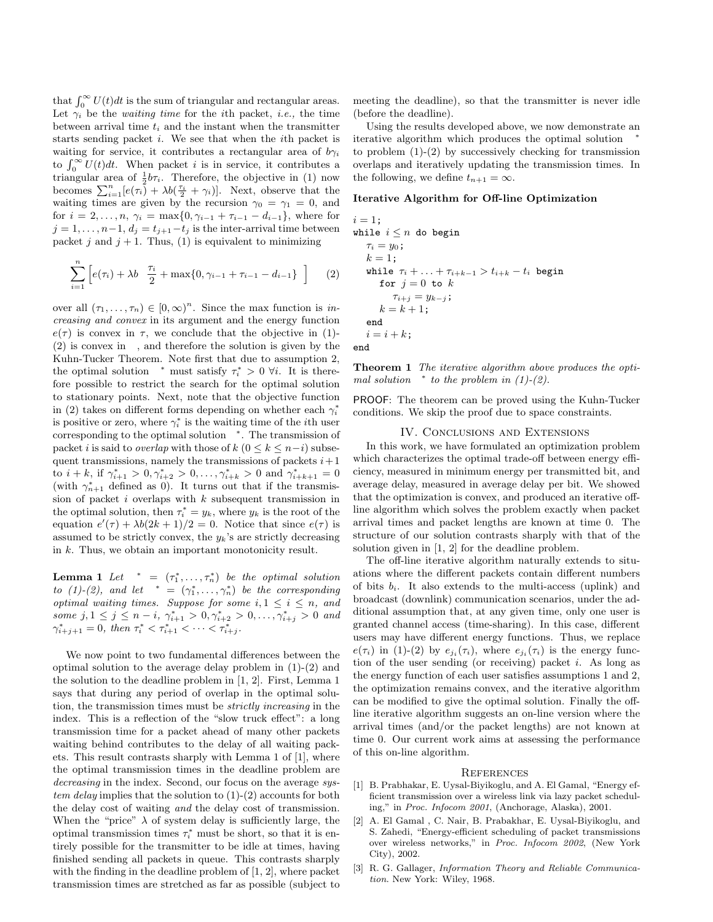that $\int_0^\infty U(t)dt$ is the sum of triangular and rectangular areas. Let $\gamma_i$ be the *waiting time* for the $i$th packet, *i.e.,* the time between arrival time $t_i$ and the instant when the transmitter starts sending packet $i$. We see that when the $i$th packet is waiting for service, it contributes a rectangular area of $b\gamma_i$ to $\int_0^\infty U(t)dt$. When packet $i$ is in service, it contributes a triangular area of $\frac{1}{2}b\tau_i$. Therefore, the objective in (1) now becomes $\sum_{i=1}^n [e(\tau_i) + \lambda b(\frac{\tau_i}{2} + \gamma_i)]$. Next, observe that the waiting times are given by the recursion $\gamma_0 = \gamma_1 = 0$, and for $i = 2, \ldots, n$, $\gamma_i = \max\{0, \gamma_{i-1} + \tau_{i-1} - d_{i-1}\}$, where for $j = 1, \ldots, n-1$, $d_j = t_{j+1} - t_j$ is the inter-arrival time between packet $j$ and $j+1$. Thus, (1) is equivalent to minimizing

$$\sum_{i=1}^{n} \left[ e(\tau_i) + \lambda b \left( \frac{\tau_i}{2} + \max\{0, \gamma_{i-1} + \tau_{i-1} - d_{i-1}\} \right) \right] \qquad (2)$$

over all $(\tau_1, \ldots, \tau_n) \in [0, \infty)^n$. Since the max function is *increasing and convex* in its argument and the energy function $e(\tau)$ is convex in $\tau$, we conclude that the objective in (1)-(2) is convex in , and therefore the solution is given by the Kuhn-Tucker Theorem. Note first that due to assumption 2, the optimal solution $^*$ must satisfy $\tau_i^* > 0 \; \forall i$. It is therefore possible to restrict the search for the optimal solution to stationary points. Next, note that the objective function in (2) takes on different forms depending on whether each $\gamma_i^*$ is positive or zero, where $\gamma_i^*$ is the waiting time of the $i$th user corresponding to the optimal solution $^*$. The transmission of packet $i$ is said to *overlap* with those of $k$ $(0 \le k \le n-i)$ subsequent transmissions, namely the transmissions of packets $i+1$ to $i+k$, if $\gamma_{i+1}^* > 0, \gamma_{i+2}^* > 0, \ldots, \gamma_{i+k}^* > 0$ and $\gamma_{i+k+1}^* = 0$ (with $\gamma_{n+1}^*$ defined as 0). It turns out that if the transmission of packet $i$ overlaps with $k$ subsequent transmission in the optimal solution, then $\tau_i^* = y_k$, where $y_k$ is the root of the equation $e'(\tau) + \lambda b(2k+1)/2 = 0$. Notice that since $e(\tau)$ is assumed to be strictly convex, the $y_k$'s are strictly decreasing in $k$. Thus, we obtain an important monotonicity result.

**Lemma 1** *Let $^* = (\tau_1^*, \ldots, \tau_n^*)$ be the optimal solution to (1)-(2), and let $^* = (\gamma_1^*, \ldots, \gamma_n^*)$ be the corresponding optimal waiting times. Suppose for some $i, 1 \le i \le n$, and some $j, 1 \le j \le n-i$, $\gamma_{i+1}^* > 0, \gamma_{i+2}^* > 0, \ldots, \gamma_{i+j}^* > 0$ and $\gamma_{i+j+1}^* = 0$, then $\tau_i^* < \tau_{i+1}^* < \cdots < \tau_{i+j}^*$.*

We now point to two fundamental differences between the optimal solution to the average delay problem in (1)-(2) and the solution to the deadline problem in [1, 2]. First, Lemma 1 says that during any period of overlap in the optimal solution, the transmission times must be *strictly increasing* in the index. This is a reflection of the "slow truck effect": a long transmission time for a packet ahead of many other packets waiting behind contributes to the delay of all waiting packets. This result contrasts sharply with Lemma 1 of [1], where the optimal transmission times in the deadline problem are *decreasing* in the index. Second, our focus on the average *system delay* implies that the solution to (1)-(2) accounts for both the delay cost of waiting *and* the delay cost of transmission. When the "price" $\lambda$ of system delay is sufficiently large, the optimal transmission times $\tau_i^*$ must be short, so that it is entirely possible for the transmitter to be idle at times, having finished sending all packets in queue. This contrasts sharply with the finding in the deadline problem of [1, 2], where packet transmission times are stretched as far as possible (subject to meeting the deadline), so that the transmitter is never idle (before the deadline).

Using the results developed above, we now demonstrate an iterative algorithm which produces the optimal solution $^*$ to problem (1)-(2) by successively checking for transmission overlaps and iteratively updating the transmission times. In the following, we define $t_{n+1} = \infty$.

**Iterative Algorithm for Off-line Optimization**

```
i = 1;
while i ≤ n do begin
   τ_i = y_0;
   k = 1;
   while τ_i + ... + τ_{i+k-1} > t_{i+k} − t_i begin
      for j = 0 to k
         τ_{i+j} = y_{k−j};
      k = k + 1;
   end
   i = i + k;
end
```

**Theorem 1** *The iterative algorithm above produces the optimal solution $^*$ to the problem in (1)-(2).*

PROOF: The theorem can be proved using the Kuhn-Tucker conditions. We skip the proof due to space constraints.

## IV. Conclusions and Extensions

In this work, we have formulated an optimization problem which characterizes the optimal trade-off between energy efficiency, measured in minimum energy per transmitted bit, and average delay, measured in average delay per bit. We showed that the optimization is convex, and produced an iterative off-line algorithm which solves the problem exactly when packet arrival times and packet lengths are known at time 0. The structure of our solution contrasts sharply with that of the solution given in [1, 2] for the deadline problem.

The off-line iterative algorithm naturally extends to situations where the different packets contain different numbers of bits $b_i$. It also extends to the multi-access (uplink) and broadcast (downlink) communication scenarios, under the additional assumption that, at any given time, only one user is granted channel access (time-sharing). In this case, different users may have different energy functions. Thus, we replace $e(\tau_i)$ in (1)-(2) by $e_{j_i}(\tau_i)$, where $e_{j_i}(\tau_i)$ is the energy function of the user sending (or receiving) packet $i$. As long as the energy function of each user satisfies assumptions 1 and 2, the optimization remains convex, and the iterative algorithm can be modified to give the optimal solution. Finally the off-line iterative algorithm suggests an on-line version where the arrival times (and/or the packet lengths) are not known at time 0. Our current work aims at assessing the performance of this on-line algorithm.

## References

[1] B. Prabhakar, E. Uysal-Biyikoglu, and A. El Gamal, "Energy efficient transmission over a wireless link via lazy packet scheduling," in *Proc. Infocom 2001*, (Anchorage, Alaska), 2001.

[2] A. El Gamal , C. Nair, B. Prabakhar, E. Uysal-Biyikoglu, and S. Zahedi, "Energy-efficient scheduling of packet transmissions over wireless networks," in *Proc. Infocom 2002*, (New York City), 2002.

[3] R. G. Gallager, *Information Theory and Reliable Communication*. New York: Wiley, 1968.